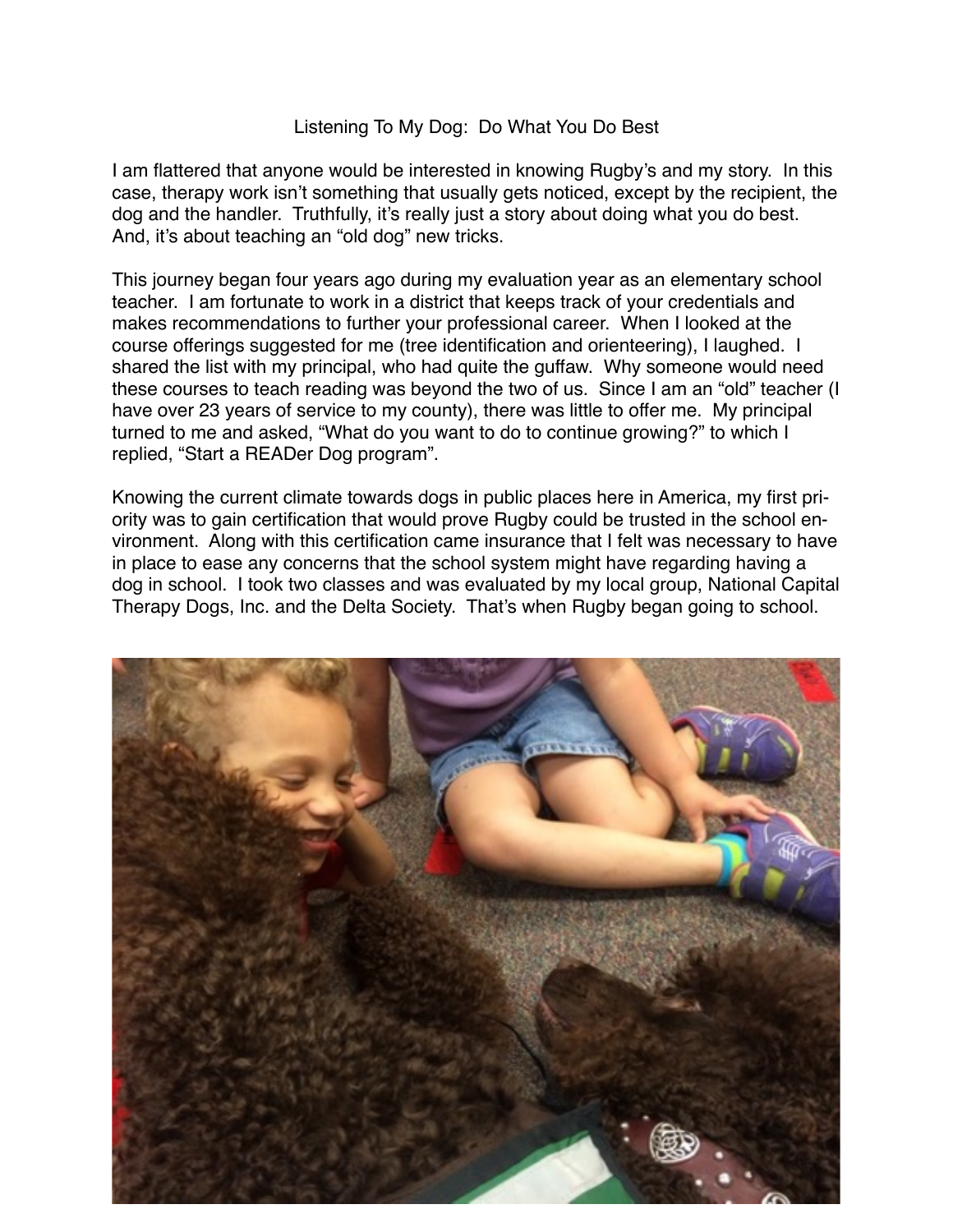# Listening To My Dog: Do What You Do Best

I am flattered that anyone would be interested in knowing Rugby's and my story. In this case, therapy work isn't something that usually gets noticed, except by the recipient, the dog and the handler. Truthfully, it's really just a story about doing what you do best. And, it's about teaching an "old dog" new tricks.

This journey began four years ago during my evaluation year as an elementary school teacher. I am fortunate to work in a district that keeps track of your credentials and makes recommendations to further your professional career. When I looked at the course offerings suggested for me (tree identification and orienteering), I laughed. I shared the list with my principal, who had quite the guffaw. Why someone would need these courses to teach reading was beyond the two of us. Since I am an "old" teacher (I have over 23 years of service to my county), there was little to offer me. My principal turned to me and asked, "What do you want to do to continue growing?" to which I replied, "Start a READer Dog program".

Knowing the current climate towards dogs in public places here in America, my first priority was to gain certification that would prove Rugby could be trusted in the school environment. Along with this certification came insurance that I felt was necessary to have in place to ease any concerns that the school system might have regarding having a dog in school. I took two classes and was evaluated by my local group, National Capital Therapy Dogs, Inc. and the Delta Society. That's when Rugby began going to school.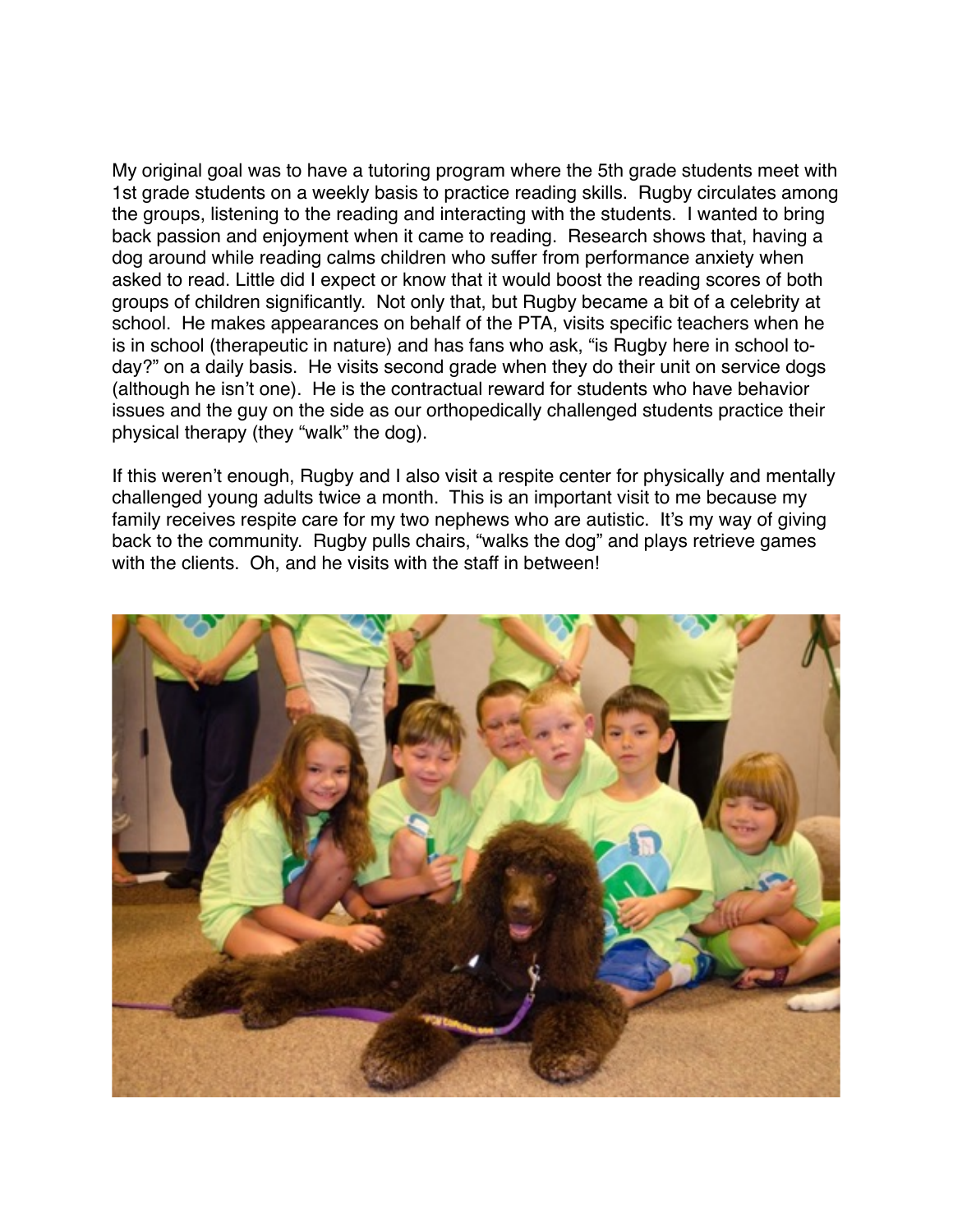My original goal was to have a tutoring program where the 5th grade students meet with 1st grade students on a weekly basis to practice reading skills. Rugby circulates among the groups, listening to the reading and interacting with the students. I wanted to bring back passion and enjoyment when it came to reading. Research shows that, having a dog around while reading calms children who suffer from performance anxiety when asked to read. Little did I expect or know that it would boost the reading scores of both groups of children significantly. Not only that, but Rugby became a bit of a celebrity at school. He makes appearances on behalf of the PTA, visits specific teachers when he is in school (therapeutic in nature) and has fans who ask, "is Rugby here in school today?" on a daily basis. He visits second grade when they do their unit on service dogs (although he isn't one). He is the contractual reward for students who have behavior issues and the guy on the side as our orthopedically challenged students practice their physical therapy (they "walk" the dog).

If this weren't enough, Rugby and I also visit a respite center for physically and mentally challenged young adults twice a month. This is an important visit to me because my family receives respite care for my two nephews who are autistic. It's my way of giving back to the community. Rugby pulls chairs, "walks the dog" and plays retrieve games with the clients. Oh, and he visits with the staff in between!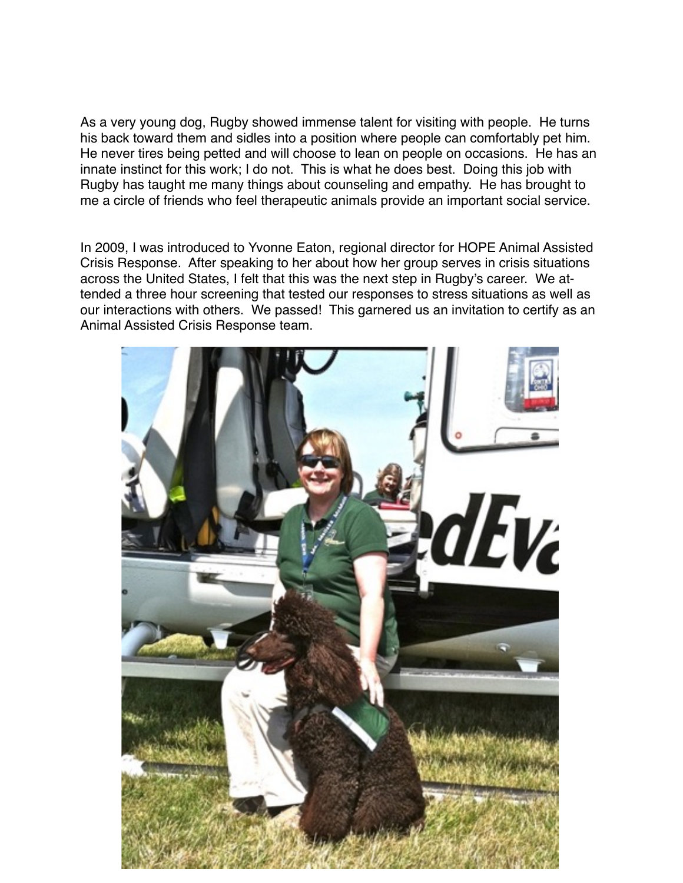As a very young dog, Rugby showed immense talent for visiting with people. He turns his back toward them and sidles into a position where people can comfortably pet him. He never tires being petted and will choose to lean on people on occasions. He has an innate instinct for this work; I do not. This is what he does best. Doing this job with Rugby has taught me many things about counseling and empathy. He has brought to me a circle of friends who feel therapeutic animals provide an important social service.

In 2009, I was introduced to Yvonne Eaton, regional director for HOPE Animal Assisted Crisis Response. After speaking to her about how her group serves in crisis situations across the United States, I felt that this was the next step in Rugby's career. We attended a three hour screening that tested our responses to stress situations as well as our interactions with others. We passed! This garnered us an invitation to certify as an Animal Assisted Crisis Response team.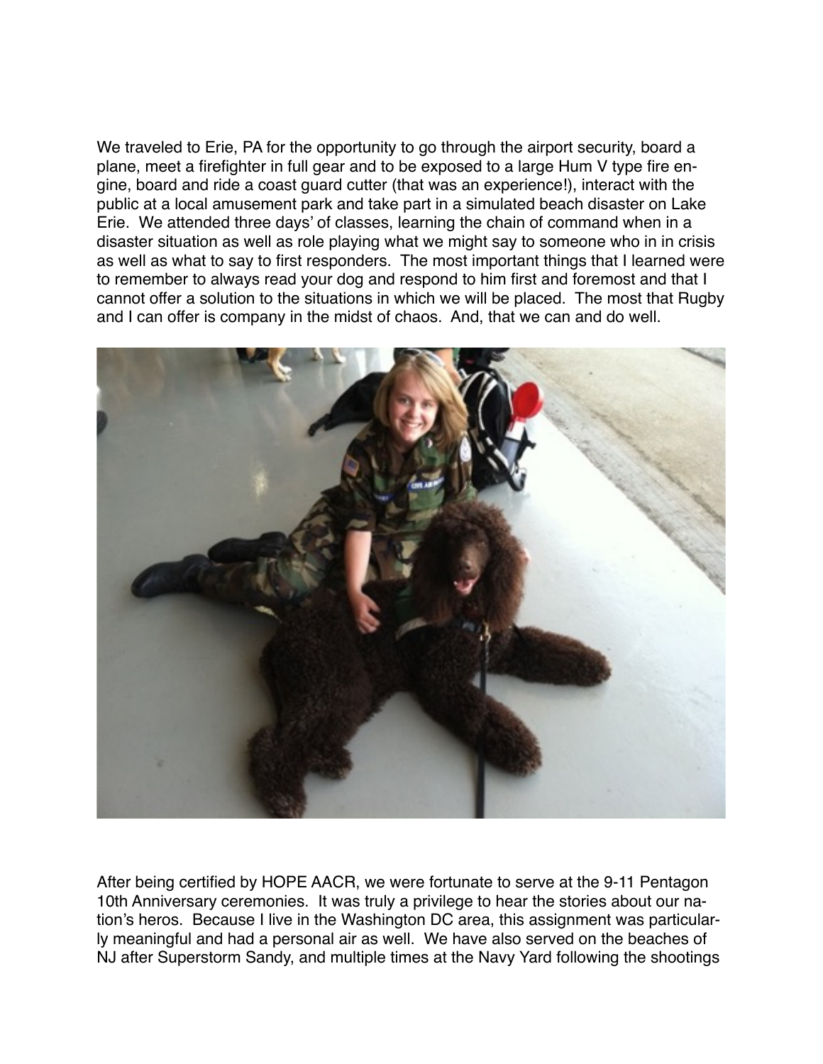We traveled to Erie, PA for the opportunity to go through the airport security, board a plane, meet a firefighter in full gear and to be exposed to a large Hum V type fire engine, board and ride a coast guard cutter (that was an experience!), interact with the public at a local amusement park and take part in a simulated beach disaster on Lake Erie. We attended three days' of classes, learning the chain of command when in a disaster situation as well as role playing what we might say to someone who in in crisis as well as what to say to first responders. The most important things that I learned were to remember to always read your dog and respond to him first and foremost and that I cannot offer a solution to the situations in which we will be placed. The most that Rugby and I can offer is company in the midst of chaos. And, that we can and do well.

After being certified by HOPE AACR, we were fortunate to serve at the 9-11 Pentagon 10th Anniversary ceremonies. It was truly a privilege to hear the stories about our nation's heros. Because I live in the Washington DC area, this assignment was particularly meaningful and had a personal air as well. We have also served on the beaches of NJ after Superstorm Sandy, and multiple times at the Navy Yard following the shootings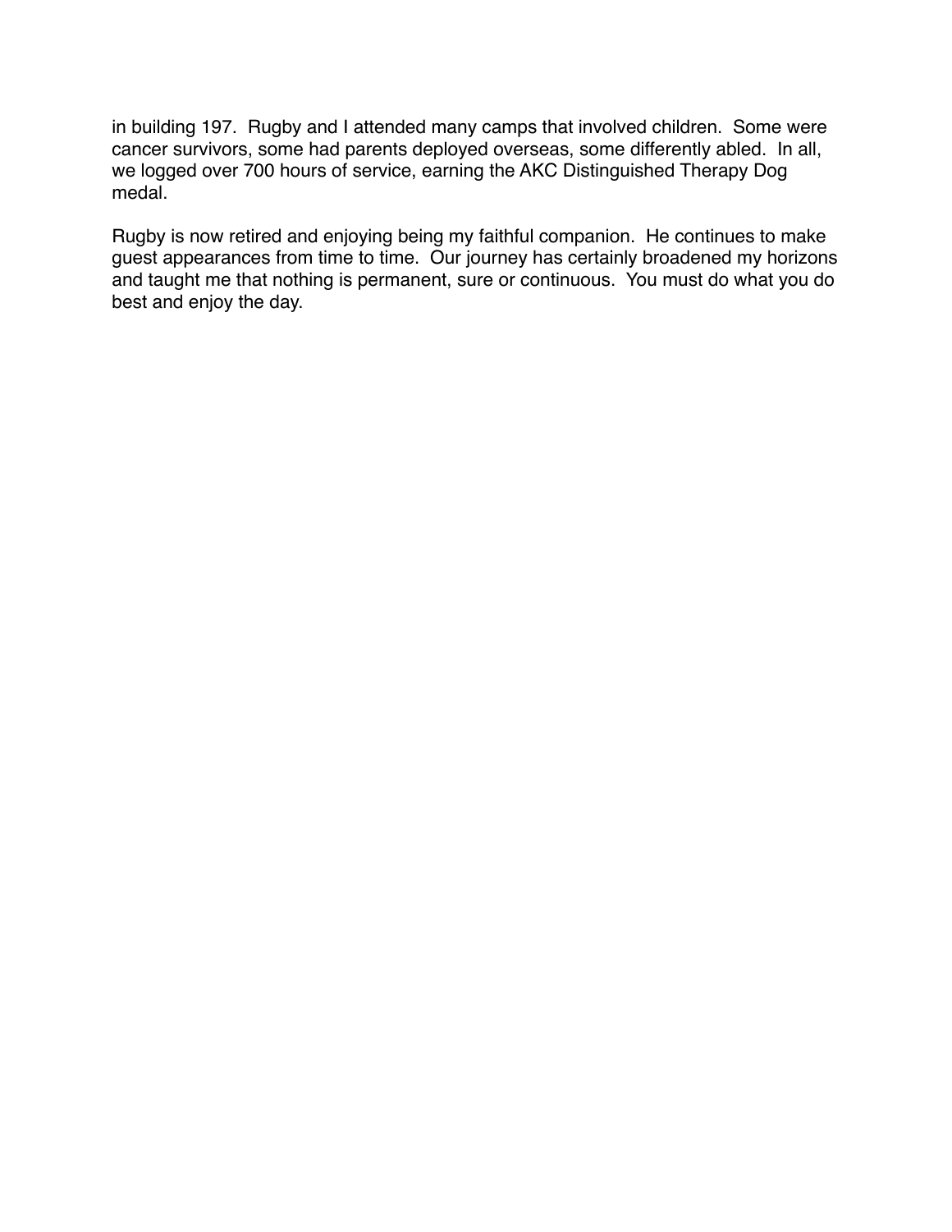in building 197. Rugby and I attended many camps that involved children. Some were cancer survivors, some had parents deployed overseas, some differently abled. In all, we logged over 700 hours of service, earning the AKC Distinguished Therapy Dog medal.

Rugby is now retired and enjoying being my faithful companion. He continues to make guest appearances from time to time. Our journey has certainly broadened my horizons and taught me that nothing is permanent, sure or continuous. You must do what you do best and enjoy the day.